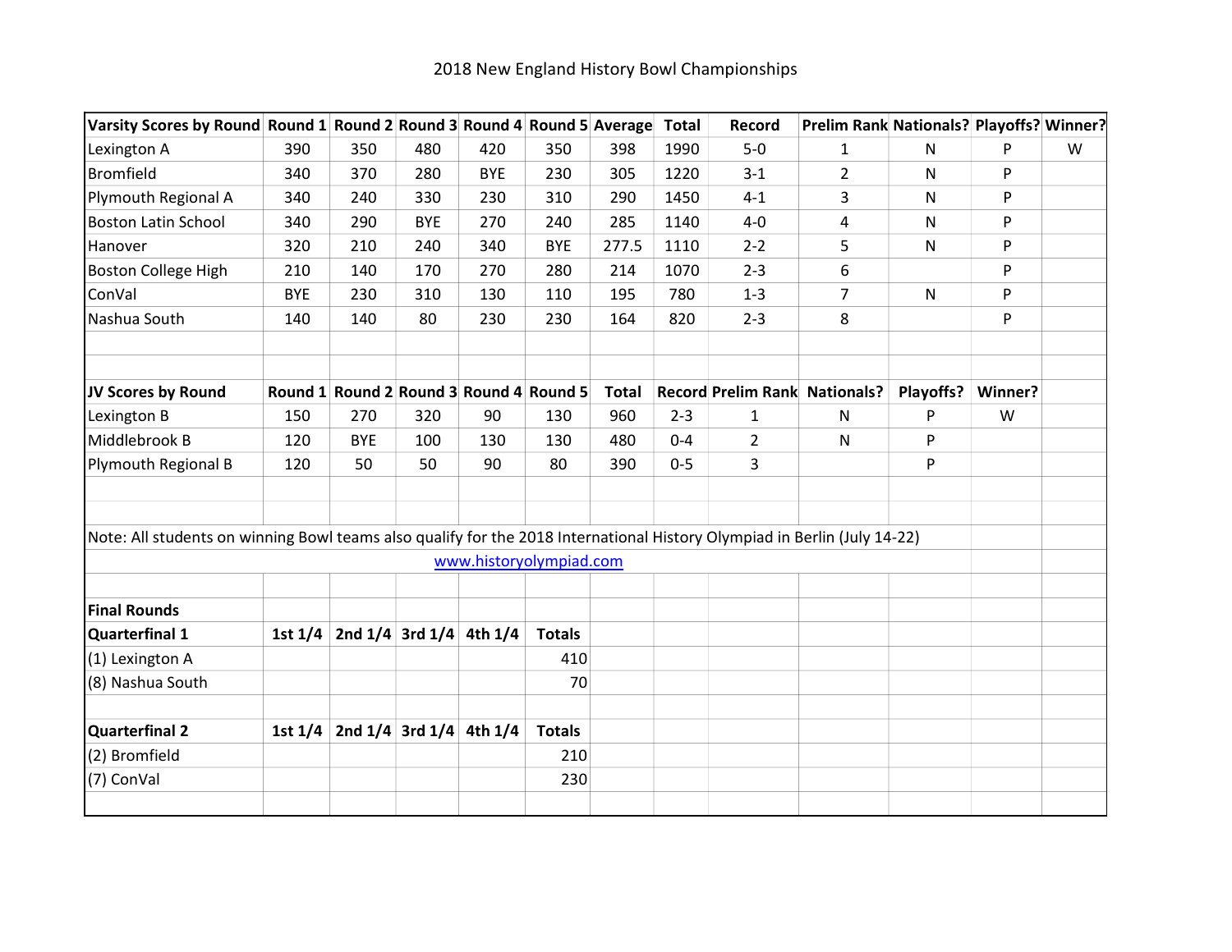# 2018 New England History Bowl Championships

| Varsity Scores by Round | Round 1 | Round 2 | Round 3 | Round 4 | Round 5 | Average | Total | Record | Prelim Rank | Nationals? | Playoffs? | Winner? |
|---|---|---|---|---|---|---|---|---|---|---|---|---|
| Lexington A | 390 | 350 | 480 | 420 | 350 | 398 | 1990 | 5-0 | 1 | N | P | W |
| Bromfield | 340 | 370 | 280 | BYE | 230 | 305 | 1220 | 3-1 | 2 | N | P | |
| Plymouth Regional A | 340 | 240 | 330 | 230 | 310 | 290 | 1450 | 4-1 | 3 | N | P | |
| Boston Latin School | 340 | 290 | BYE | 270 | 240 | 285 | 1140 | 4-0 | 4 | N | P | |
| Hanover | 320 | 210 | 240 | 340 | BYE | 277.5 | 1110 | 2-2 | 5 | N | P | |
| Boston College High | 210 | 140 | 170 | 270 | 280 | 214 | 1070 | 2-3 | 6 | | P | |
| ConVal | BYE | 230 | 310 | 130 | 110 | 195 | 780 | 1-3 | 7 | N | P | |
| Nashua South | 140 | 140 | 80 | 230 | 230 | 164 | 820 | 2-3 | 8 | | P | |

| JV Scores by Round | Round 1 | Round 2 | Round 3 | Round 4 | Round 5 | Total | Record | Prelim Rank | Nationals? | Playoffs? | Winner? |
|---|---|---|---|---|---|---|---|---|---|---|---|
| Lexington B | 150 | 270 | 320 | 90 | 130 | 960 | 2-3 | 1 | N | P | W |
| Middlebrook B | 120 | BYE | 100 | 130 | 130 | 480 | 0-4 | 2 | N | P | |
| Plymouth Regional B | 120 | 50 | 50 | 90 | 80 | 390 | 0-5 | 3 | | P | |

Note: All students on winning Bowl teams also qualify for the 2018 International History Olympiad in Berlin (July 14-22)

www.historyolympiad.com

## Final Rounds

| Quarterfinal 1 | 1st 1/4 | 2nd 1/4 | 3rd 1/4 | 4th 1/4 | Totals |
|---|---|---|---|---|---|
| (1) Lexington A | | | | | 410 |
| (8) Nashua South | | | | | 70 |

| Quarterfinal 2 | 1st 1/4 | 2nd 1/4 | 3rd 1/4 | 4th 1/4 | Totals |
|---|---|---|---|---|---|
| (2) Bromfield | | | | | 210 |
| (7) ConVal | | | | | 230 |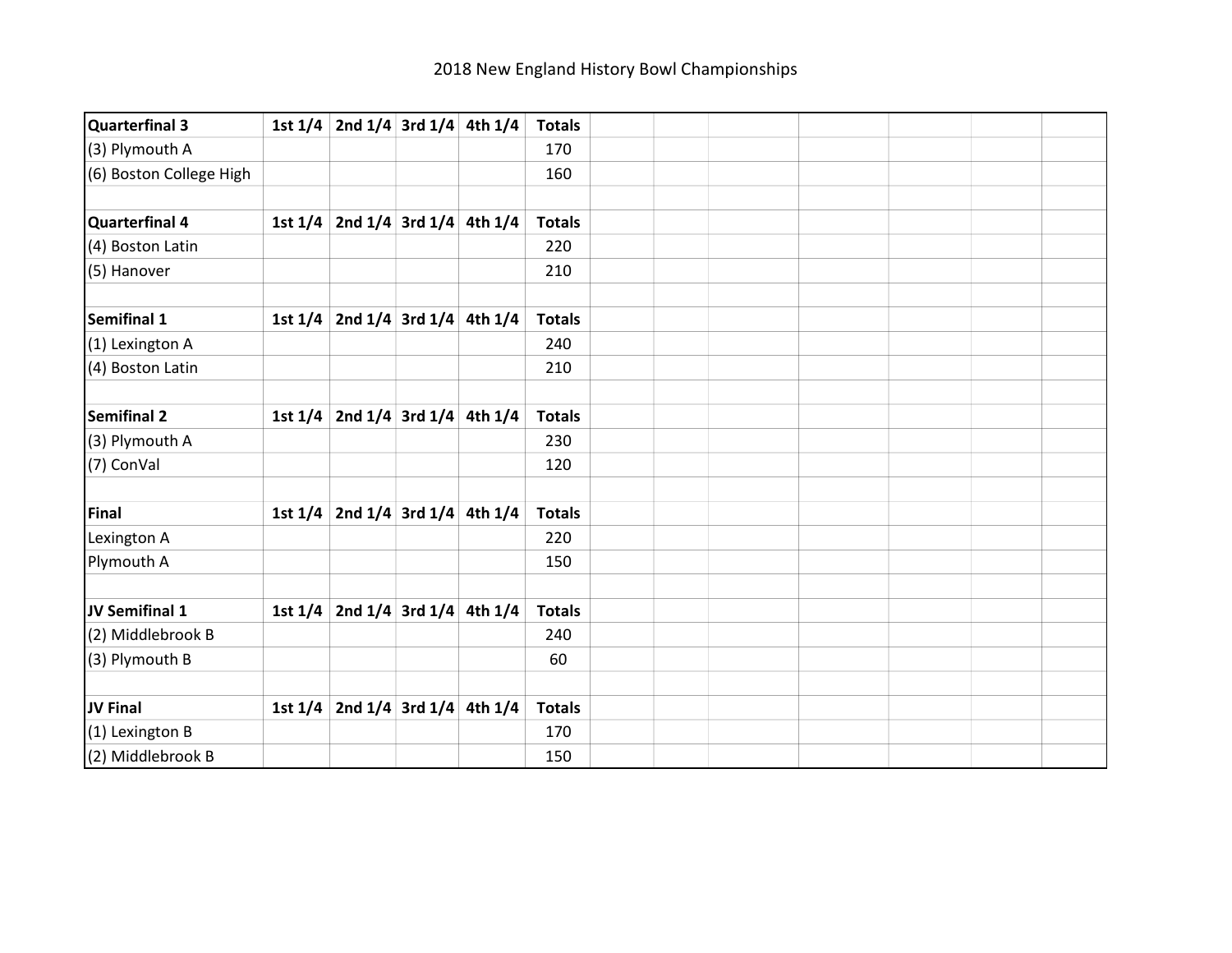2018 New England History Bowl Championships

| | | | | | |
|---|---|---|---|---|---|
| **Quarterfinal 3** | **1st 1/4** | **2nd 1/4** | **3rd 1/4** | **4th 1/4** | **Totals** |
| (3) Plymouth A | | | | | 170 |
| (6) Boston College High | | | | | 160 |
| | | | | | |
| **Quarterfinal 4** | **1st 1/4** | **2nd 1/4** | **3rd 1/4** | **4th 1/4** | **Totals** |
| (4) Boston Latin | | | | | 220 |
| (5) Hanover | | | | | 210 |
| | | | | | |
| **Semifinal 1** | **1st 1/4** | **2nd 1/4** | **3rd 1/4** | **4th 1/4** | **Totals** |
| (1) Lexington A | | | | | 240 |
| (4) Boston Latin | | | | | 210 |
| | | | | | |
| **Semifinal 2** | **1st 1/4** | **2nd 1/4** | **3rd 1/4** | **4th 1/4** | **Totals** |
| (3) Plymouth A | | | | | 230 |
| (7) ConVal | | | | | 120 |
| | | | | | |
| **Final** | **1st 1/4** | **2nd 1/4** | **3rd 1/4** | **4th 1/4** | **Totals** |
| Lexington A | | | | | 220 |
| Plymouth A | | | | | 150 |
| | | | | | |
| **JV Semifinal 1** | **1st 1/4** | **2nd 1/4** | **3rd 1/4** | **4th 1/4** | **Totals** |
| (2) Middlebrook B | | | | | 240 |
| (3) Plymouth B | | | | | 60 |
| | | | | | |
| **JV Final** | **1st 1/4** | **2nd 1/4** | **3rd 1/4** | **4th 1/4** | **Totals** |
| (1) Lexington B | | | | | 170 |
| (2) Middlebrook B | | | | | 150 |